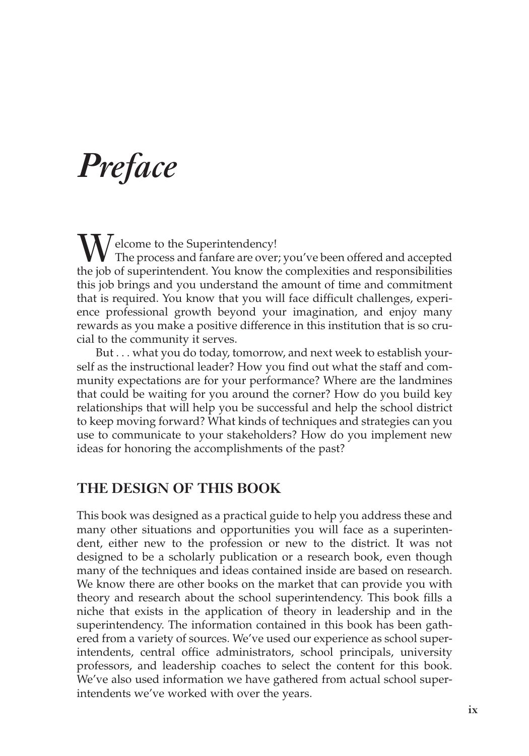# *Preface*

Welcome to the Superintendency!

The process and fanfare are over; you've been offered and accepted the job of superintendent. You know the complexities and responsibilities this job brings and you understand the amount of time and commitment that is required. You know that you will face difficult challenges, experience professional growth beyond your imagination, and enjoy many rewards as you make a positive difference in this institution that is so crucial to the community it serves.

But . . . what you do today, tomorrow, and next week to establish yourself as the instructional leader? How you find out what the staff and community expectations are for your performance? Where are the landmines that could be waiting for you around the corner? How do you build key relationships that will help you be successful and help the school district to keep moving forward? What kinds of techniques and strategies can you use to communicate to your stakeholders? How do you implement new ideas for honoring the accomplishments of the past?

## THE DESIGN OF THIS BOOK

This book was designed as a practical guide to help you address these and many other situations and opportunities you will face as a superintendent, either new to the profession or new to the district. It was not designed to be a scholarly publication or a research book, even though many of the techniques and ideas contained inside are based on research. We know there are other books on the market that can provide you with theory and research about the school superintendency. This book fills a niche that exists in the application of theory in leadership and in the superintendency. The information contained in this book has been gathered from a variety of sources. We've used our experience as school superintendents, central office administrators, school principals, university professors, and leadership coaches to select the content for this book. We've also used information we have gathered from actual school superintendents we've worked with over the years.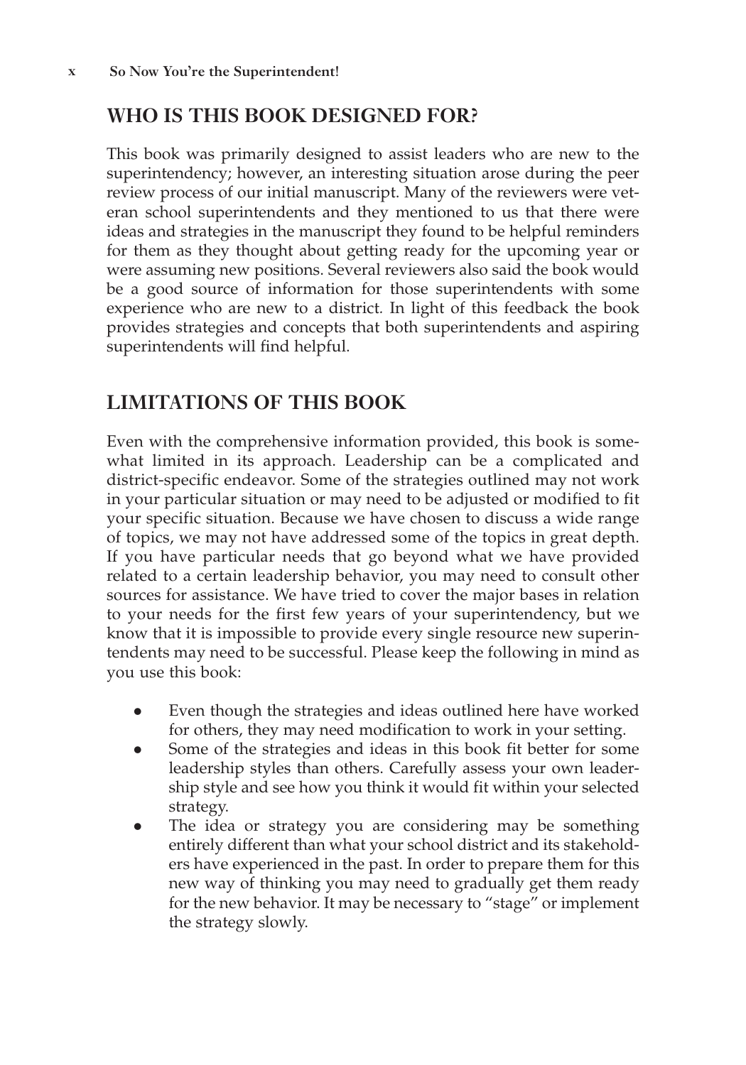## WHO IS THIS BOOK DESIGNED FOR?

This book was primarily designed to assist leaders who are new to the superintendency; however, an interesting situation arose during the peer review process of our initial manuscript. Many of the reviewers were veteran school superintendents and they mentioned to us that there were ideas and strategies in the manuscript they found to be helpful reminders for them as they thought about getting ready for the upcoming year or were assuming new positions. Several reviewers also said the book would be a good source of information for those superintendents with some experience who are new to a district. In light of this feedback the book provides strategies and concepts that both superintendents and aspiring superintendents will find helpful.

## LIMITATIONS OF THIS BOOK

Even with the comprehensive information provided, this book is somewhat limited in its approach. Leadership can be a complicated and district-specific endeavor. Some of the strategies outlined may not work in your particular situation or may need to be adjusted or modified to fit your specific situation. Because we have chosen to discuss a wide range of topics, we may not have addressed some of the topics in great depth. If you have particular needs that go beyond what we have provided related to a certain leadership behavior, you may need to consult other sources for assistance. We have tried to cover the major bases in relation to your needs for the first few years of your superintendency, but we know that it is impossible to provide every single resource new superintendents may need to be successful. Please keep the following in mind as you use this book:

- Even though the strategies and ideas outlined here have worked for others, they may need modification to work in your setting.
- Some of the strategies and ideas in this book fit better for some leadership styles than others. Carefully assess your own leadership style and see how you think it would fit within your selected strategy.
- The idea or strategy you are considering may be something entirely different than what your school district and its stakeholders have experienced in the past. In order to prepare them for this new way of thinking you may need to gradually get them ready for the new behavior. It may be necessary to "stage" or implement the strategy slowly.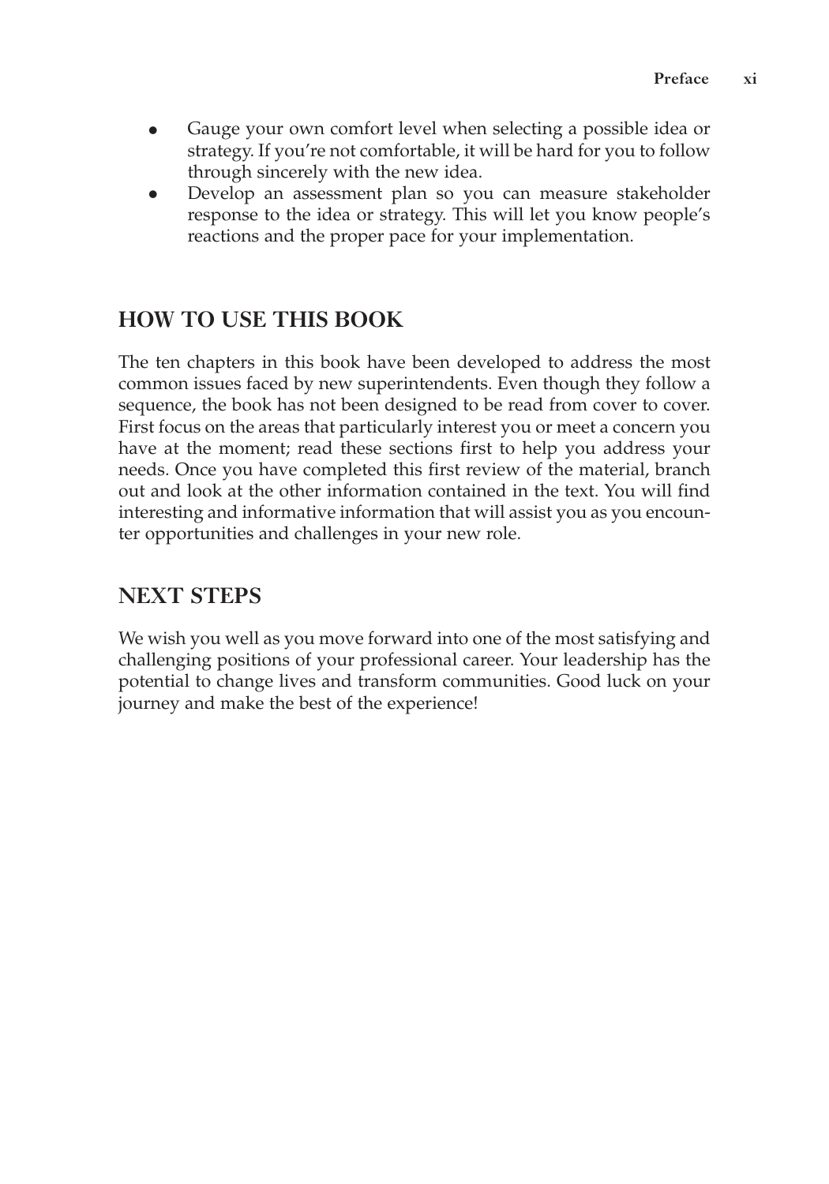- Gauge your own comfort level when selecting a possible idea or strategy. If you're not comfortable, it will be hard for you to follow through sincerely with the new idea.
- Develop an assessment plan so you can measure stakeholder response to the idea or strategy. This will let you know people's reactions and the proper pace for your implementation.

## HOW TO USE THIS BOOK

The ten chapters in this book have been developed to address the most common issues faced by new superintendents. Even though they follow a sequence, the book has not been designed to be read from cover to cover. First focus on the areas that particularly interest you or meet a concern you have at the moment; read these sections first to help you address your needs. Once you have completed this first review of the material, branch out and look at the other information contained in the text. You will find interesting and informative information that will assist you as you encounter opportunities and challenges in your new role.

## NEXT STEPS

We wish you well as you move forward into one of the most satisfying and challenging positions of your professional career. Your leadership has the potential to change lives and transform communities. Good luck on your journey and make the best of the experience!